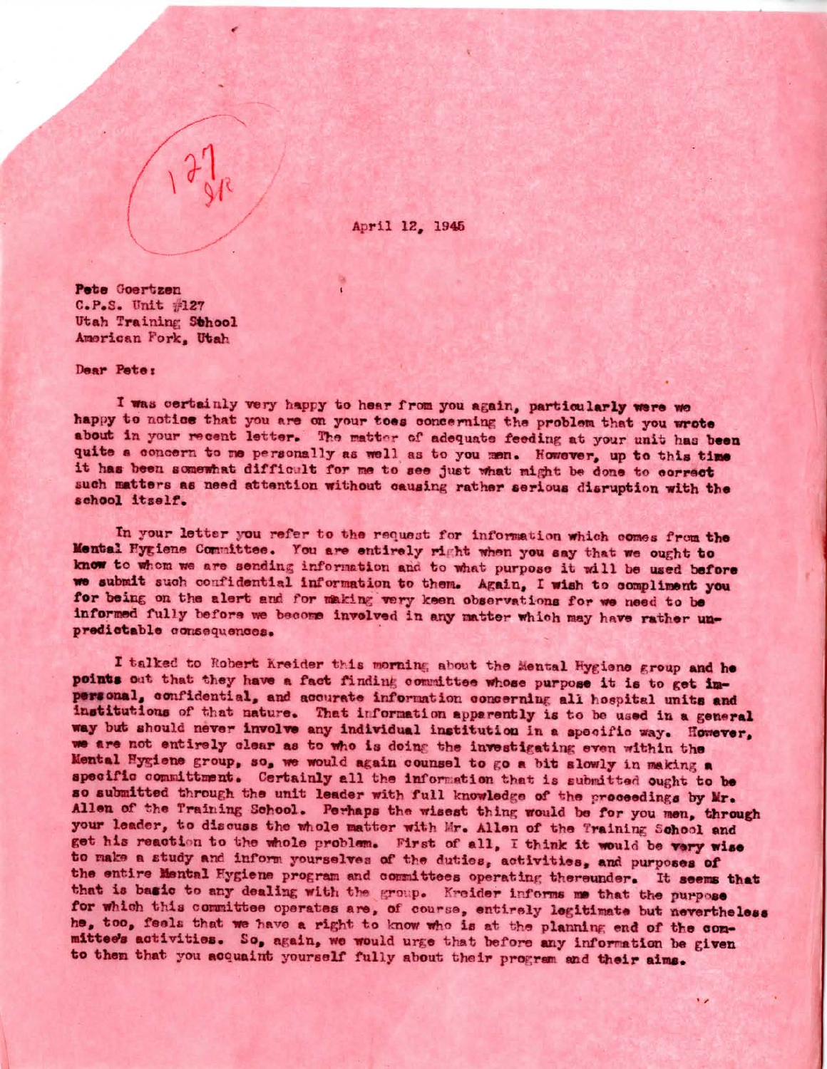127
SR

April 12, 1945

Pete Goertzen
C.P.S. Unit #127
Utah Training School
American Fork, Utah

Dear Pete:

I was certainly very happy to hear from you again, particularly were we happy to notice that you are on your toes concerning the problem that you wrote about in your recent letter. The matter of adequate feeding at your unit has been quite a concern to me personally as well as to you men. However, up to this time it has been somewhat difficult for me to see just what might be done to correct such matters as need attention without causing rather serious disruption with the school itself.

In your letter you refer to the request for information which comes from the Mental Hygiene Committee. You are entirely right when you say that we ought to know to whom we are sending information and to what purpose it will be used before we submit such confidential information to them. Again, I wish to compliment you for being on the alert and for making very keen observations for we need to be informed fully before we become involved in any matter which may have rather unpredictable consequences.

I talked to Robert Kreider this morning about the Mental Hygiene group and he points out that they have a fact finding committee whose purpose it is to get impersonal, confidential, and accurate information concerning all hospital units and institutions of that nature. That information apparently is to be used in a general way but should never involve any individual institution in a specific way. However, we are not entirely clear as to who is doing the investigating even within the Mental Hygiene group, so, we would again counsel to go a bit slowly in making a specific committment. Certainly all the information that is submitted ought to be so submitted through the unit leader with full knowledge of the proceedings by Mr. Allen of the Training School. Perhaps the wisest thing would be for you men, through your leader, to discuss the whole matter with Mr. Allen of the Training School and get his reaction to the whole problem. First of all, I think it would be very wise to make a study and inform yourselves of the duties, activities, and purposes of the entire Mental Hygiene program and committees operating thereunder. It seems that that is basic to any dealing with the group. Kreider informs me that the purpose for which this committee operates are, of course, entirely legitimate but nevertheless he, too, feels that we have a right to know who is at the planning end of the committee's activities. So, again, we would urge that before any information be given to them that you acquaint yourself fully about their program and their aims.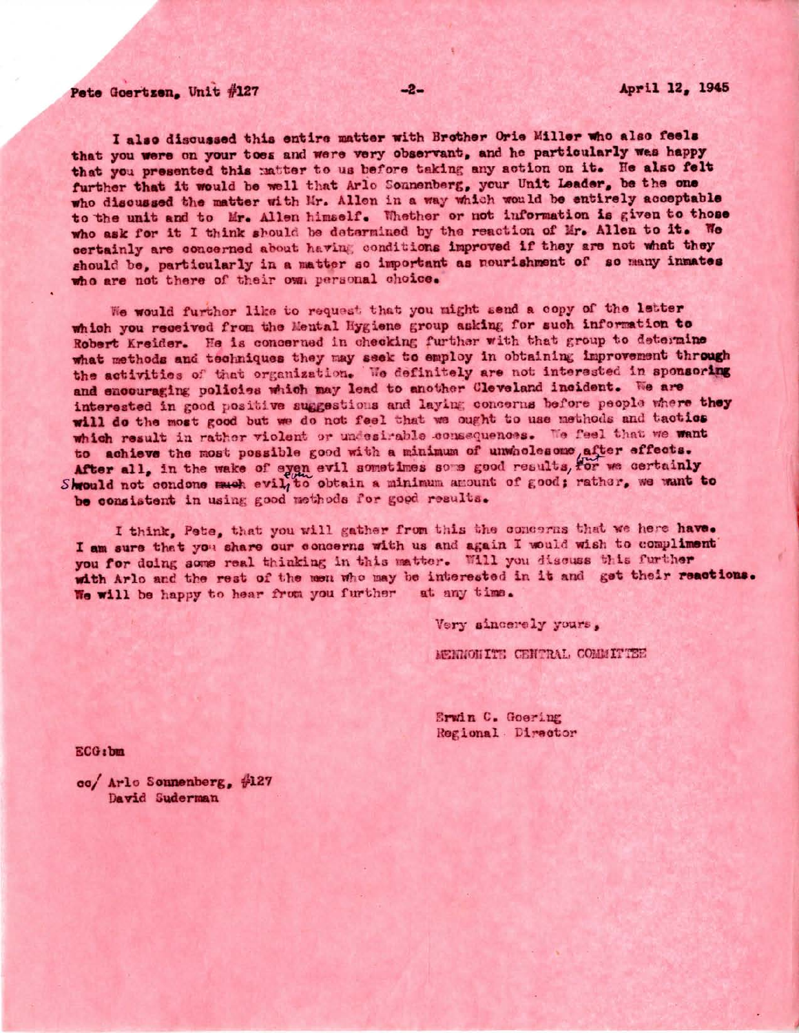I also discussed this entire matter with Brother Orie Miller who also feels that you were on your toes and were very observant, and he particularly was happy that you presented this matter to us before taking any action on it. He also felt further that it would be well that Arlo Sonnenberg, your Unit Leader, be the one who discussed the matter with Mr. Allen in a way which would be entirely acceptable to the unit and to Mr. Allen himself. Whether or not information is given to those who ask for it I think should be determined by the reaction of Mr. Allen to it. We certainly are concerned about having conditions improved if they are not what they should be, particularly in a matter so important as nourishment of so many inmates who are not there of their own personal choice.

We would further like to request that you might send a copy of the letter which you received from the Mental Hygiene group asking for such information to Robert Kreider. He is concerned in checking further with that group to determine what methods and techniques they may seek to employ in obtaining improvement through the activities of that organization. We definitely are not interested in sponsoring and encouraging policies which may lead to another Cleveland incident. We are interested in good positive suggestions and laying concerns before people where they will do the most good but we do not feel that we ought to use methods and tactics which result in rather violent or undesirable consequences. We feel that we want to achieve the most possible good with a minimum of unwholesome after effects. After all, in the wake of even evil sometimes some good results, but we certainly should not condone even evil, to obtain a minimum amount of good; rather, we want to be consistent in using good methods for good results.

I think, Pete, that you will gather from this the concerns that we here have. I am sure that you share our concerns with us and again I would wish to compliment you for doing some real thinking in this matter. Will you discuss this further with Arlo and the rest of the men who may be interested in it and get their reactions. We will be happy to hear from you further at any time.

Very sincerely yours,

MENNONITE CENTRAL COMMITTEE

Erwin C. Goering
Regional Director

ECG:bm

cc/ Arlo Sonnenberg, #127
David Suderman